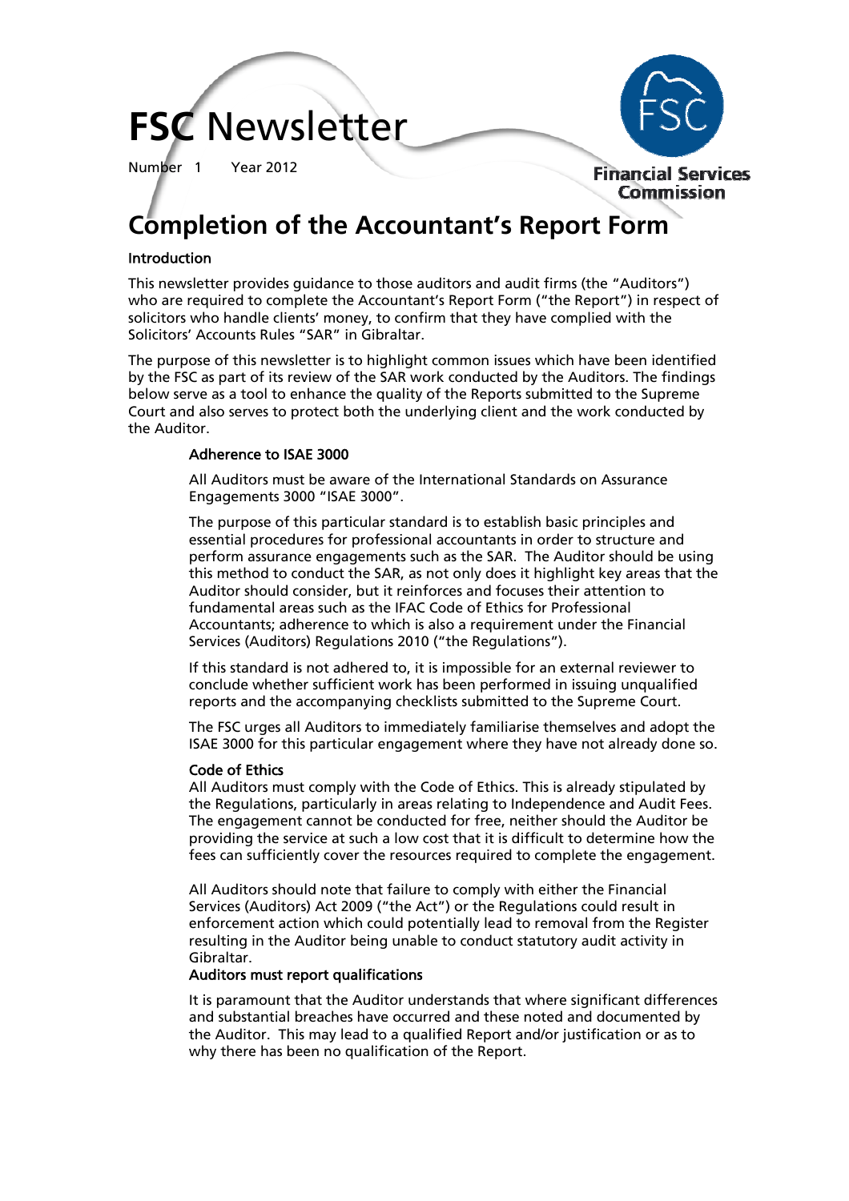# FSC Newsletter

Number 1 Year 2012

Financial Services Commission

# Completion of the Accountant's Report Form

## Introduction

This newsletter provides guidance to those auditors and audit firms (the "Auditors") who are required to complete the Accountant's Report Form ("the Report") in respect of solicitors who handle clients' money, to confirm that they have complied with the Solicitors' Accounts Rules "SAR" in Gibraltar.

The purpose of this newsletter is to highlight common issues which have been identified by the FSC as part of its review of the SAR work conducted by the Auditors. The findings below serve as a tool to enhance the quality of the Reports submitted to the Supreme Court and also serves to protect both the underlying client and the work conducted by the Auditor.

### Adherence to ISAE 3000

All Auditors must be aware of the International Standards on Assurance Engagements 3000 "ISAE 3000".

The purpose of this particular standard is to establish basic principles and essential procedures for professional accountants in order to structure and perform assurance engagements such as the SAR. The Auditor should be using this method to conduct the SAR, as not only does it highlight key areas that the Auditor should consider, but it reinforces and focuses their attention to fundamental areas such as the IFAC Code of Ethics for Professional Accountants; adherence to which is also a requirement under the Financial Services (Auditors) Regulations 2010 ("the Regulations").

If this standard is not adhered to, it is impossible for an external reviewer to conclude whether sufficient work has been performed in issuing unqualified reports and the accompanying checklists submitted to the Supreme Court.

The FSC urges all Auditors to immediately familiarise themselves and adopt the ISAE 3000 for this particular engagement where they have not already done so.

### Code of Ethics

All Auditors must comply with the Code of Ethics. This is already stipulated by the Regulations, particularly in areas relating to Independence and Audit Fees. The engagement cannot be conducted for free, neither should the Auditor be providing the service at such a low cost that it is difficult to determine how the fees can sufficiently cover the resources required to complete the engagement.

All Auditors should note that failure to comply with either the Financial Services (Auditors) Act 2009 ("the Act") or the Regulations could result in enforcement action which could potentially lead to removal from the Register resulting in the Auditor being unable to conduct statutory audit activity in Gibraltar.

### Auditors must report qualifications

It is paramount that the Auditor understands that where significant differences and substantial breaches have occurred and these noted and documented by the Auditor. This may lead to a qualified Report and/or justification or as to why there has been no qualification of the Report.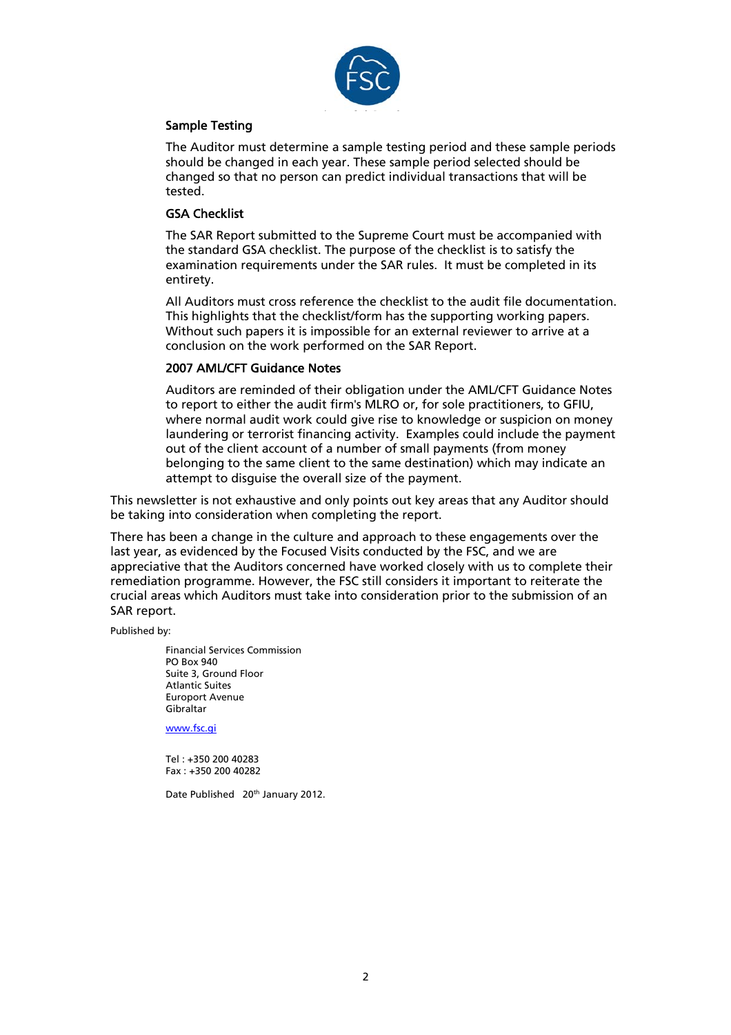### Sample Testing

The Auditor must determine a sample testing period and these sample periods should be changed in each year. These sample period selected should be changed so that no person can predict individual transactions that will be tested.

### GSA Checklist

The SAR Report submitted to the Supreme Court must be accompanied with the standard GSA checklist. The purpose of the checklist is to satisfy the examination requirements under the SAR rules. It must be completed in its entirety.

All Auditors must cross reference the checklist to the audit file documentation. This highlights that the checklist/form has the supporting working papers. Without such papers it is impossible for an external reviewer to arrive at a conclusion on the work performed on the SAR Report.

### 2007 AML/CFT Guidance Notes

Auditors are reminded of their obligation under the AML/CFT Guidance Notes to report to either the audit firm's MLRO or, for sole practitioners, to GFIU, where normal audit work could give rise to knowledge or suspicion on money laundering or terrorist financing activity. Examples could include the payment out of the client account of a number of small payments (from money belonging to the same client to the same destination) which may indicate an attempt to disguise the overall size of the payment.

This newsletter is not exhaustive and only points out key areas that any Auditor should be taking into consideration when completing the report.

There has been a change in the culture and approach to these engagements over the last year, as evidenced by the Focused Visits conducted by the FSC, and we are appreciative that the Auditors concerned have worked closely with us to complete their remediation programme. However, the FSC still considers it important to reiterate the crucial areas which Auditors must take into consideration prior to the submission of an SAR report.

Published by:

Financial Services Commission
PO Box 940
Suite 3, Ground Floor
Atlantic Suites
Europort Avenue
Gibraltar

www.fsc.gi

Tel : +350 200 40283
Fax : +350 200 40282

Date Published 20th January 2012.